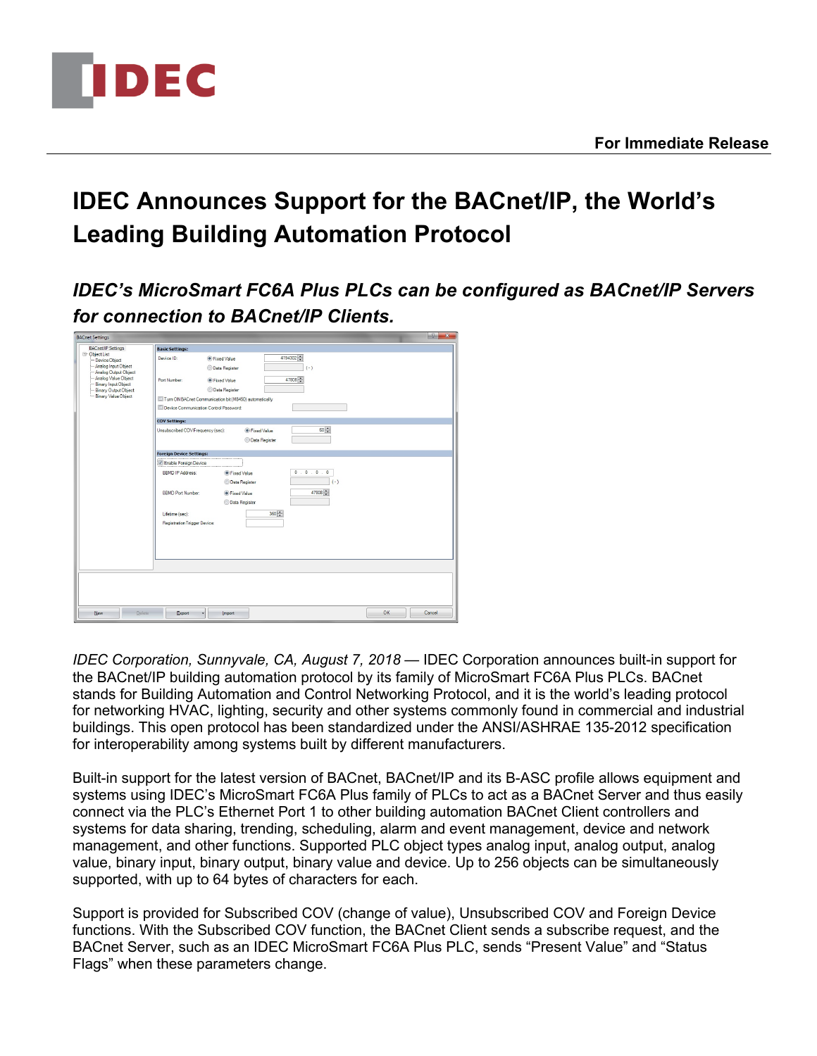**For Immediate Release**

# IDEC Announces Support for the BACnet/IP, the World's Leading Building Automation Protocol

## *IDEC's MicroSmart FC6A Plus PLCs can be configured as BACnet/IP Servers for connection to BACnet/IP Clients.*

*IDEC Corporation, Sunnyvale, CA, August 7, 2018* — IDEC Corporation announces built-in support for the BACnet/IP building automation protocol by its family of MicroSmart FC6A Plus PLCs. BACnet stands for Building Automation and Control Networking Protocol, and it is the world's leading protocol for networking HVAC, lighting, security and other systems commonly found in commercial and industrial buildings. This open protocol has been standardized under the ANSI/ASHRAE 135-2012 specification for interoperability among systems built by different manufacturers.

Built-in support for the latest version of BACnet, BACnet/IP and its B-ASC profile allows equipment and systems using IDEC's MicroSmart FC6A Plus family of PLCs to act as a BACnet Server and thus easily connect via the PLC's Ethernet Port 1 to other building automation BACnet Client controllers and systems for data sharing, trending, scheduling, alarm and event management, device and network management, and other functions. Supported PLC object types analog input, analog output, analog value, binary input, binary output, binary value and device. Up to 256 objects can be simultaneously supported, with up to 64 bytes of characters for each.

Support is provided for Subscribed COV (change of value), Unsubscribed COV and Foreign Device functions. With the Subscribed COV function, the BACnet Client sends a subscribe request, and the BACnet Server, such as an IDEC MicroSmart FC6A Plus PLC, sends "Present Value" and "Status Flags" when these parameters change.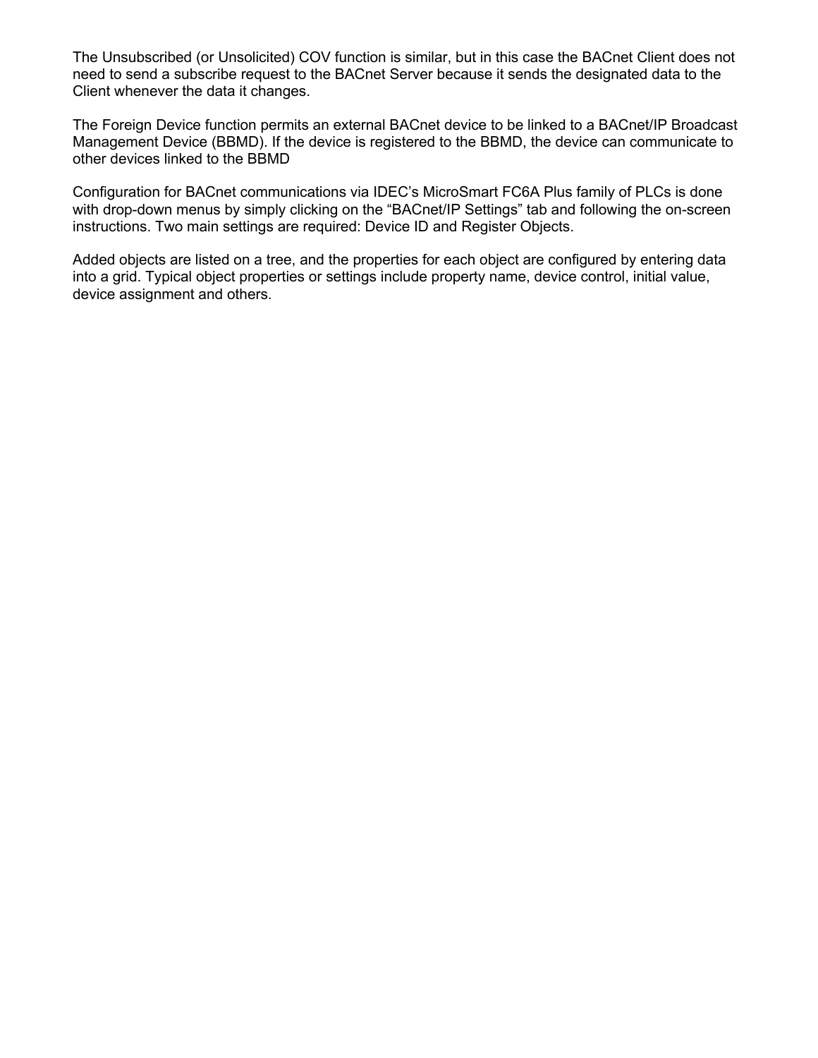The Unsubscribed (or Unsolicited) COV function is similar, but in this case the BACnet Client does not need to send a subscribe request to the BACnet Server because it sends the designated data to the Client whenever the data it changes.

The Foreign Device function permits an external BACnet device to be linked to a BACnet/IP Broadcast Management Device (BBMD). If the device is registered to the BBMD, the device can communicate to other devices linked to the BBMD

Configuration for BACnet communications via IDEC's MicroSmart FC6A Plus family of PLCs is done with drop-down menus by simply clicking on the "BACnet/IP Settings" tab and following the on-screen instructions. Two main settings are required: Device ID and Register Objects.

Added objects are listed on a tree, and the properties for each object are configured by entering data into a grid. Typical object properties or settings include property name, device control, initial value, device assignment and others.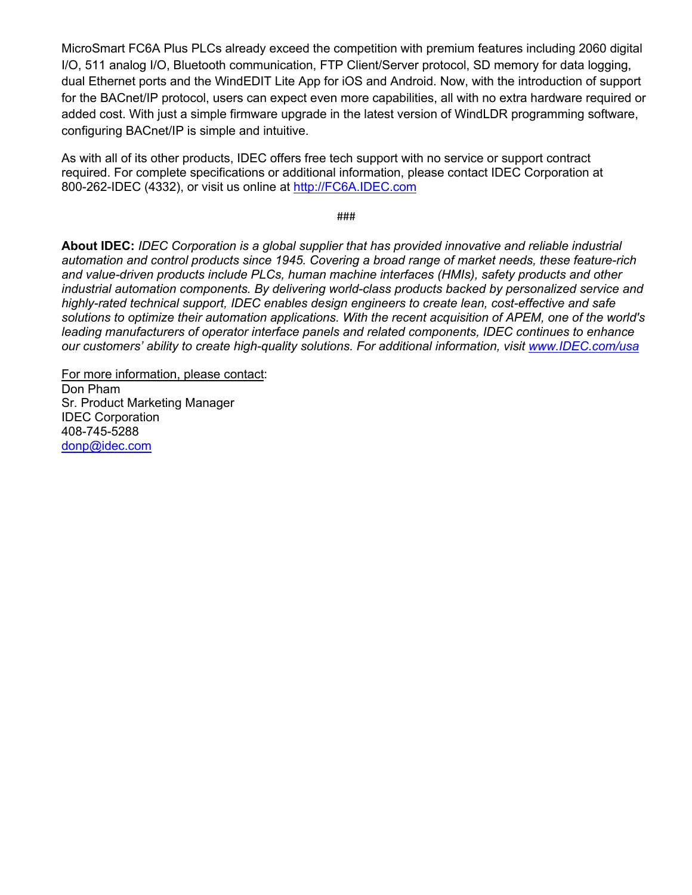MicroSmart FC6A Plus PLCs already exceed the competition with premium features including 2060 digital I/O, 511 analog I/O, Bluetooth communication, FTP Client/Server protocol, SD memory for data logging, dual Ethernet ports and the WindEDIT Lite App for iOS and Android. Now, with the introduction of support for the BACnet/IP protocol, users can expect even more capabilities, all with no extra hardware required or added cost. With just a simple firmware upgrade in the latest version of WindLDR programming software, configuring BACnet/IP is simple and intuitive.

As with all of its other products, IDEC offers free tech support with no service or support contract required. For complete specifications or additional information, please contact IDEC Corporation at 800-262-IDEC (4332), or visit us online at [http://FC6A.IDEC.com](http://FC6A.IDEC.com)

###

**About IDEC:** *IDEC Corporation is a global supplier that has provided innovative and reliable industrial automation and control products since 1945. Covering a broad range of market needs, these feature-rich and value-driven products include PLCs, human machine interfaces (HMIs), safety products and other industrial automation components. By delivering world-class products backed by personalized service and highly-rated technical support, IDEC enables design engineers to create lean, cost-effective and safe solutions to optimize their automation applications. With the recent acquisition of APEM, one of the world's leading manufacturers of operator interface panels and related components, IDEC continues to enhance our customers' ability to create high-quality solutions. For additional information, visit [www.IDEC.com/usa](http://www.IDEC.com/usa)*

For more information, please contact:
Don Pham
Sr. Product Marketing Manager
IDEC Corporation
408-745-5288
[donp@idec.com](mailto:donp@idec.com)